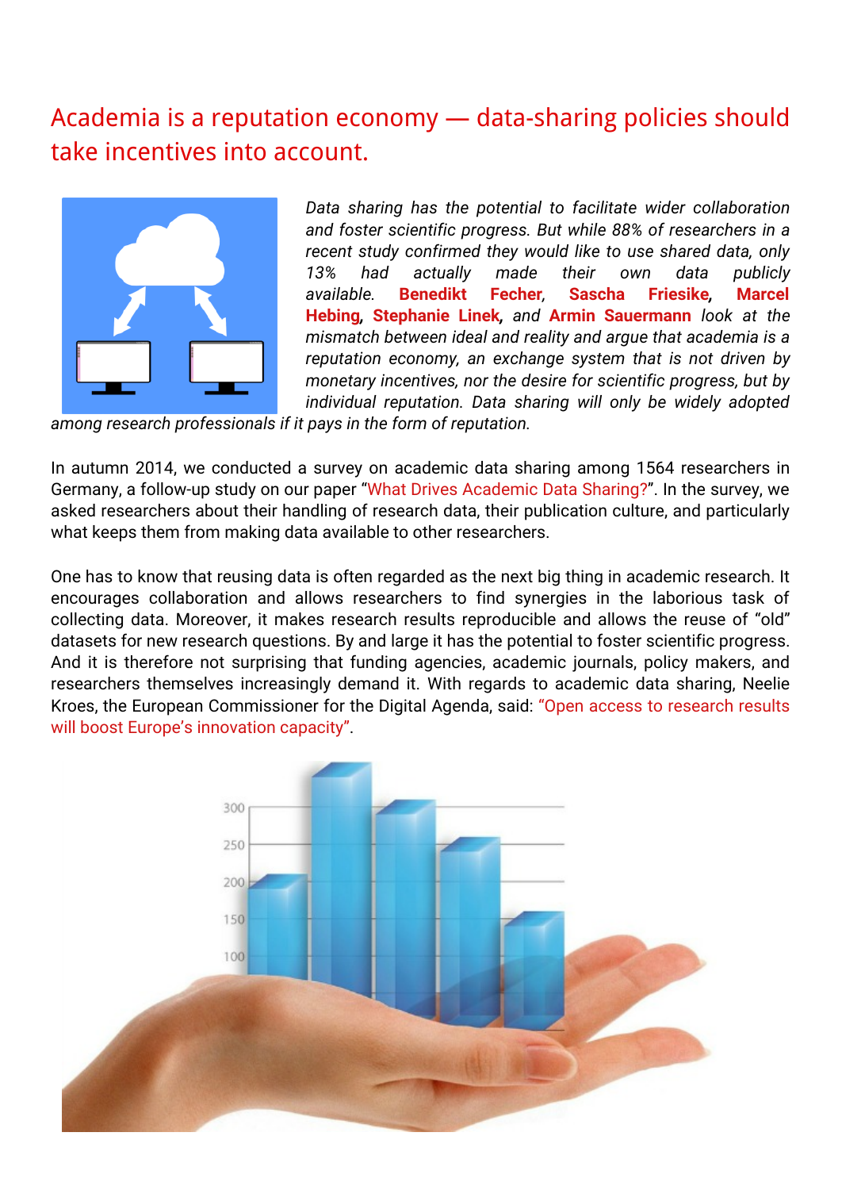# Academia is a reputation economy — data-sharing policies should take incentives into account.

*Data sharing has the potential to facilitate wider collaboration and foster scientific progress. But while 88% of researchers in a recent study confirmed they would like to use shared data, only 13% had actually made their own data publicly available.* **Benedikt Fecher**, **Sascha Friesike**, **Marcel Hebing**, **Stephanie Linek**, *and* **Armin Sauermann** *look at the mismatch between ideal and reality and argue that academia is a reputation economy, an exchange system that is not driven by monetary incentives, nor the desire for scientific progress, but by individual reputation. Data sharing will only be widely adopted among research professionals if it pays in the form of reputation.*

In autumn 2014, we conducted a survey on academic data sharing among 1564 researchers in Germany, a follow-up study on our paper "What Drives Academic Data Sharing?". In the survey, we asked researchers about their handling of research data, their publication culture, and particularly what keeps them from making data available to other researchers.

One has to know that reusing data is often regarded as the next big thing in academic research. It encourages collaboration and allows researchers to find synergies in the laborious task of collecting data. Moreover, it makes research results reproducible and allows the reuse of "old" datasets for new research questions. By and large it has the potential to foster scientific progress. And it is therefore not surprising that funding agencies, academic journals, policy makers, and researchers themselves increasingly demand it. With regards to academic data sharing, Neelie Kroes, the European Commissioner for the Digital Agenda, said: "Open access to research results will boost Europe's innovation capacity".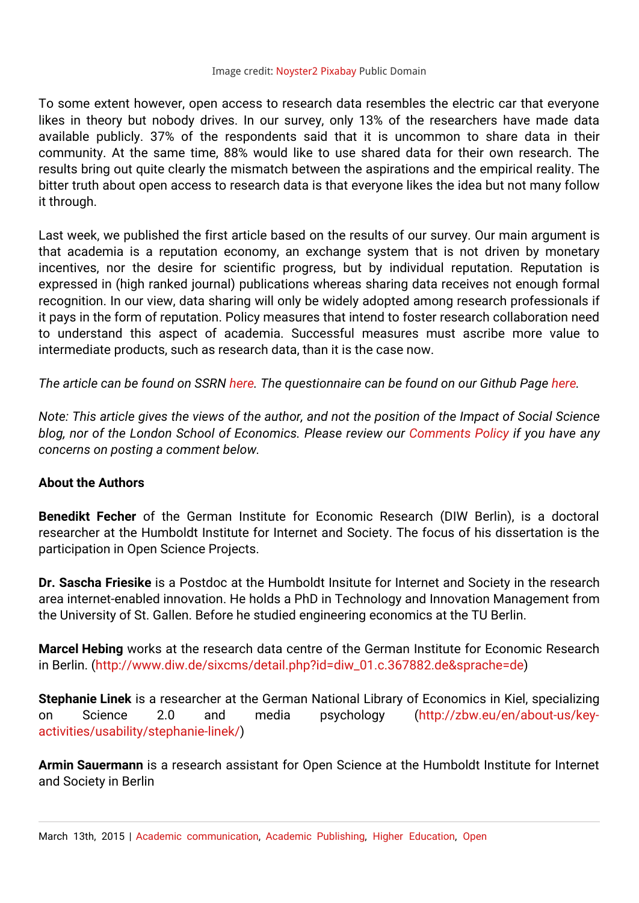Image credit: Noyster2 Pixabay Public Domain

To some extent however, open access to research data resembles the electric car that everyone likes in theory but nobody drives. In our survey, only 13% of the researchers have made data available publicly. 37% of the respondents said that it is uncommon to share data in their community. At the same time, 88% would like to use shared data for their own research. The results bring out quite clearly the mismatch between the aspirations and the empirical reality. The bitter truth about open access to research data is that everyone likes the idea but not many follow it through.

Last week, we published the first article based on the results of our survey. Our main argument is that academia is a reputation economy, an exchange system that is not driven by monetary incentives, nor the desire for scientific progress, but by individual reputation. Reputation is expressed in (high ranked journal) publications whereas sharing data receives not enough formal recognition. In our view, data sharing will only be widely adopted among research professionals if it pays in the form of reputation. Policy measures that intend to foster research collaboration need to understand this aspect of academia. Successful measures must ascribe more value to intermediate products, such as research data, than it is the case now.

*The article can be found on SSRN here. The questionnaire can be found on our Github Page here.*

*Note: This article gives the views of the author, and not the position of the Impact of Social Science blog, nor of the London School of Economics. Please review our Comments Policy if you have any concerns on posting a comment below.*

**About the Authors**

**Benedikt Fecher** of the German Institute for Economic Research (DIW Berlin), is a doctoral researcher at the Humboldt Institute for Internet and Society. The focus of his dissertation is the participation in Open Science Projects.

**Dr. Sascha Friesike** is a Postdoc at the Humboldt Insitute for Internet and Society in the research area internet-enabled innovation. He holds a PhD in Technology and Innovation Management from the University of St. Gallen. Before he studied engineering economics at the TU Berlin.

**Marcel Hebing** works at the research data centre of the German Institute for Economic Research in Berlin. (http://www.diw.de/sixcms/detail.php?id=diw_01.c.367882.de&sprache=de)

**Stephanie Linek** is a researcher at the German National Library of Economics in Kiel, specializing on Science 2.0 and media psychology (http://zbw.eu/en/about-us/key-activities/usability/stephanie-linek/)

**Armin Sauermann** is a research assistant for Open Science at the Humboldt Institute for Internet and Society in Berlin

March 13th, 2015 | Academic communication, Academic Publishing, Higher Education, Open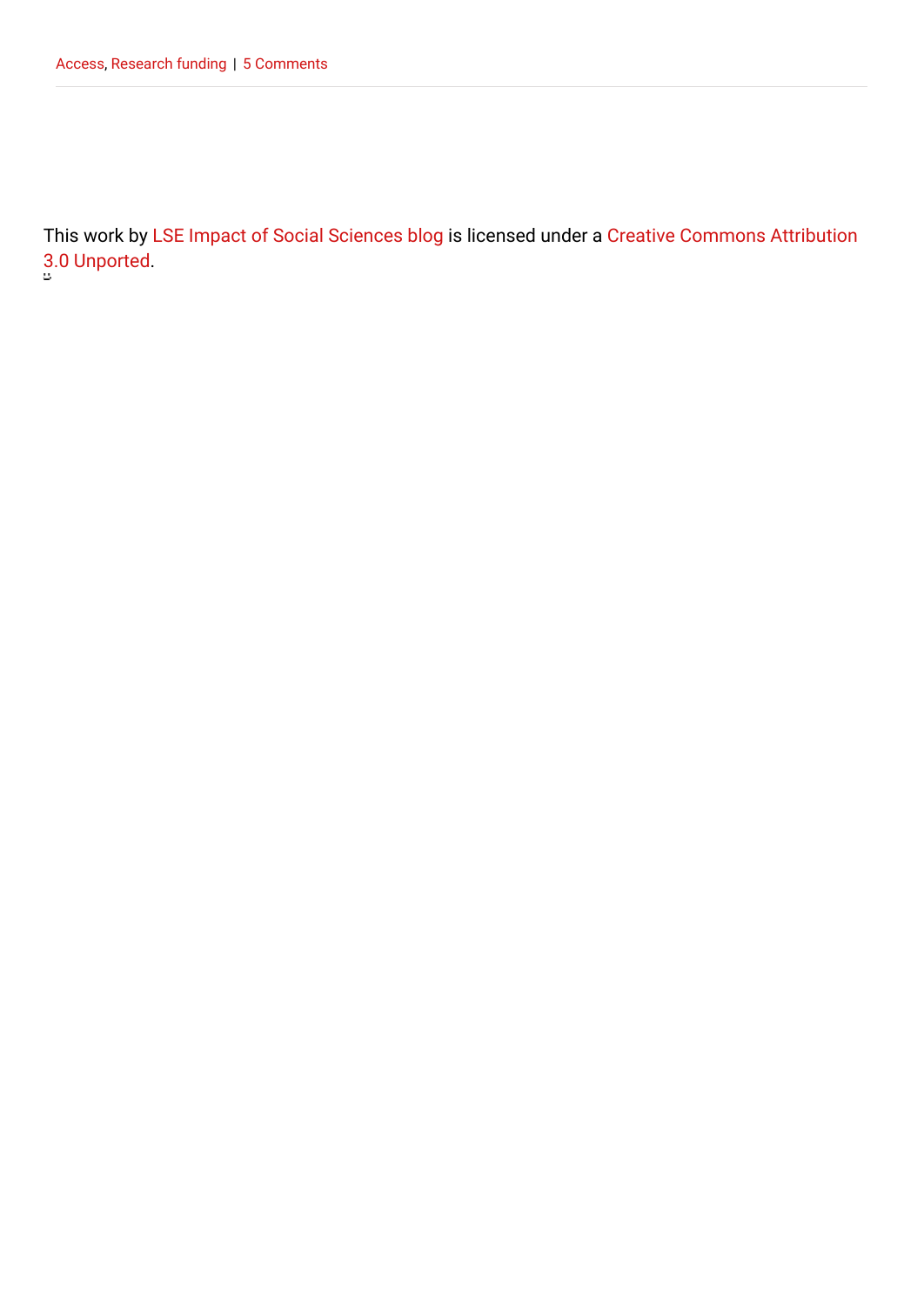Access, Research funding | 5 Comments

---

This work by LSE Impact of Social Sciences blog is licensed under a Creative Commons Attribution 3.0 Unported.